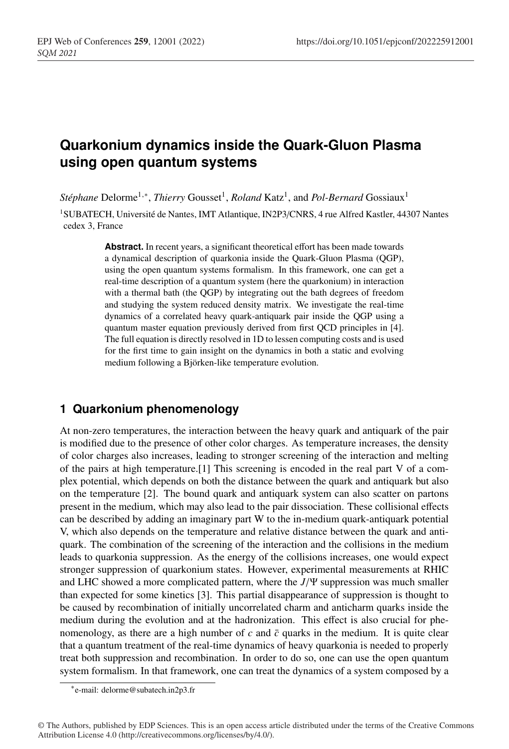# Quarkonium dynamics inside the Quark-Gluon Plasma using open quantum systems

*Stéphane* Delorme[1,*], *Thierry* Gousset[1], *Roland* Katz[1], and *Pol-Bernard* Gossiaux[1]

[1]SUBATECH, Université de Nantes, IMT Atlantique, IN2P3/CNRS, 4 rue Alfred Kastler, 44307 Nantes cedex 3, France

**Abstract.** In recent years, a significant theoretical effort has been made towards a dynamical description of quarkonia inside the Quark-Gluon Plasma (QGP), using the open quantum systems formalism. In this framework, one can get a real-time description of a quantum system (here the quarkonium) in interaction with a thermal bath (the QGP) by integrating out the bath degrees of freedom and studying the system reduced density matrix. We investigate the real-time dynamics of a correlated heavy quark-antiquark pair inside the QGP using a quantum master equation previously derived from first QCD principles in [4]. The full equation is directly resolved in 1D to lessen computing costs and is used for the first time to gain insight on the dynamics in both a static and evolving medium following a Björken-like temperature evolution.

## 1 Quarkonium phenomenology

At non-zero temperatures, the interaction between the heavy quark and antiquark of the pair is modified due to the presence of other color charges. As temperature increases, the density of color charges also increases, leading to stronger screening of the interaction and melting of the pairs at high temperature.[1] This screening is encoded in the real part V of a complex potential, which depends on both the distance between the quark and antiquark but also on the temperature [2]. The bound quark and antiquark system can also scatter on partons present in the medium, which may also lead to the pair dissociation. These collisional effects can be described by adding an imaginary part W to the in-medium quark-antiquark potential V, which also depends on the temperature and relative distance between the quark and antiquark. The combination of the screening of the interaction and the collisions in the medium leads to quarkonia suppression. As the energy of the collisions increases, one would expect stronger suppression of quarkonium states. However, experimental measurements at RHIC and LHC showed a more complicated pattern, where the $J/\Psi$ suppression was much smaller than expected for some kinetics [3]. This partial disappearance of suppression is thought to be caused by recombination of initially uncorrelated charm and anticharm quarks inside the medium during the evolution and at the hadronization. This effect is also crucial for phenomenology, as there are a high number of $c$ and $\bar{c}$ quarks in the medium. It is quite clear that a quantum treatment of the real-time dynamics of heavy quarkonia is needed to properly treat both suppression and recombination. In order to do so, one can use the open quantum system formalism. In that framework, one can treat the dynamics of a system composed by a

[*]e-mail: delorme@subatech.in2p3.fr

© The Authors, published by EDP Sciences. This is an open access article distributed under the terms of the Creative Commons Attribution License 4.0 (http://creativecommons.org/licenses/by/4.0/).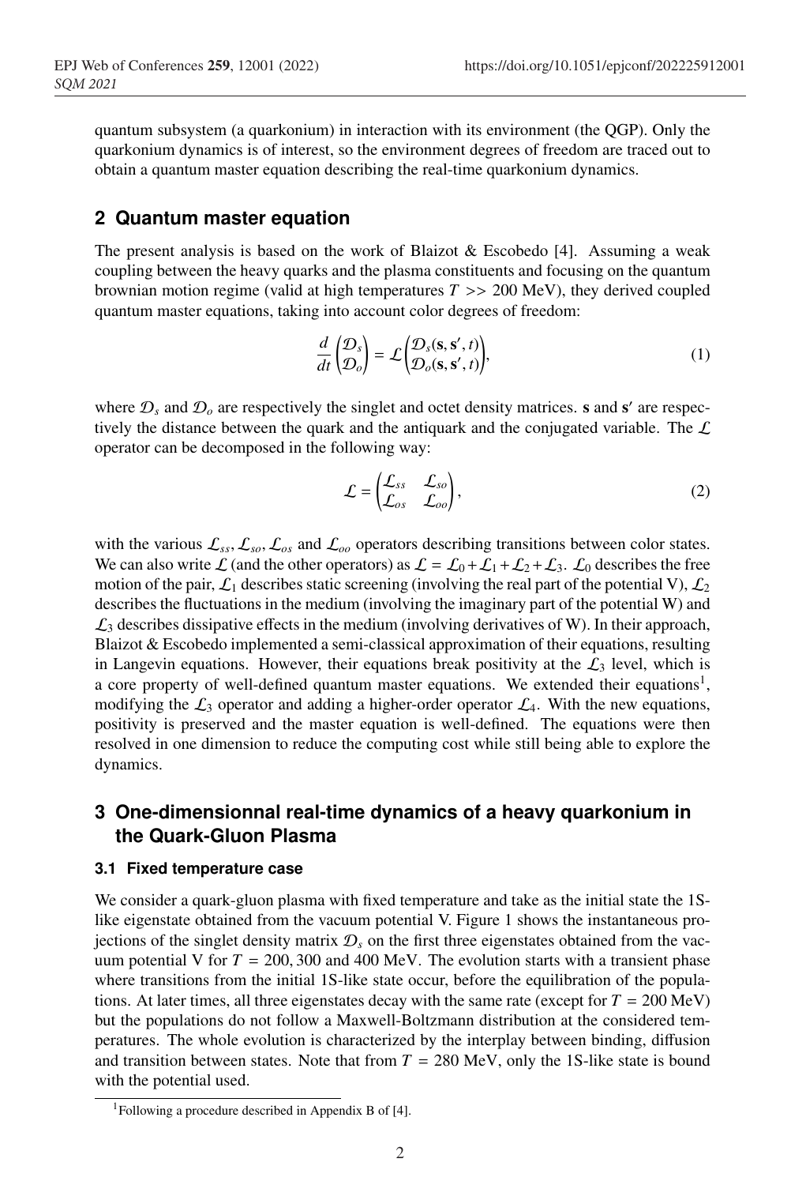quantum subsystem (a quarkonium) in interaction with its environment (the QGP). Only the quarkonium dynamics is of interest, so the environment degrees of freedom are traced out to obtain a quantum master equation describing the real-time quarkonium dynamics.

## 2 Quantum master equation

The present analysis is based on the work of Blaizot & Escobedo [4]. Assuming a weak coupling between the heavy quarks and the plasma constituents and focusing on the quantum brownian motion regime (valid at high temperatures $T >> 200$ MeV), they derived coupled quantum master equations, taking into account color degrees of freedom:

$$\frac{d}{dt}\begin{pmatrix}\mathcal{D}_s \\ \mathcal{D}_o\end{pmatrix} = \mathcal{L}\begin{pmatrix}\mathcal{D}_s(\mathbf{s}, \mathbf{s}', t) \\ \mathcal{D}_o(\mathbf{s}, \mathbf{s}', t)\end{pmatrix}, \tag{1}$$

where $\mathcal{D}_s$ and $\mathcal{D}_o$ are respectively the singlet and octet density matrices. $\mathbf{s}$ and $\mathbf{s}'$ are respectively the distance between the quark and the antiquark and the conjugated variable. The $\mathcal{L}$ operator can be decomposed in the following way:

$$\mathcal{L} = \begin{pmatrix}\mathcal{L}_{ss} & \mathcal{L}_{so} \\ \mathcal{L}_{os} & \mathcal{L}_{oo}\end{pmatrix}, \tag{2}$$

with the various $\mathcal{L}_{ss}, \mathcal{L}_{so}, \mathcal{L}_{os}$ and $\mathcal{L}_{oo}$ operators describing transitions between color states. We can also write $\mathcal{L}$ (and the other operators) as $\mathcal{L} = \mathcal{L}_0 + \mathcal{L}_1 + \mathcal{L}_2 + \mathcal{L}_3$. $\mathcal{L}_0$ describes the free motion of the pair, $\mathcal{L}_1$ describes static screening (involving the real part of the potential V), $\mathcal{L}_2$ describes the fluctuations in the medium (involving the imaginary part of the potential W) and $\mathcal{L}_3$ describes dissipative effects in the medium (involving derivatives of W). In their approach, Blaizot & Escobedo implemented a semi-classical approximation of their equations, resulting in Langevin equations. However, their equations break positivity at the $\mathcal{L}_3$ level, which is a core property of well-defined quantum master equations. We extended their equations[1], modifying the $\mathcal{L}_3$ operator and adding a higher-order operator $\mathcal{L}_4$. With the new equations, positivity is preserved and the master equation is well-defined. The equations were then resolved in one dimension to reduce the computing cost while still being able to explore the dynamics.

## 3 One-dimensionnal real-time dynamics of a heavy quarkonium in the Quark-Gluon Plasma

### 3.1 Fixed temperature case

We consider a quark-gluon plasma with fixed temperature and take as the initial state the 1S-like eigenstate obtained from the vacuum potential V. Figure 1 shows the instantaneous projections of the singlet density matrix $\mathcal{D}_s$ on the first three eigenstates obtained from the vacuum potential V for $T = 200, 300$ and $400$ MeV. The evolution starts with a transient phase where transitions from the initial 1S-like state occur, before the equilibration of the populations. At later times, all three eigenstates decay with the same rate (except for $T = 200$ MeV) but the populations do not follow a Maxwell-Boltzmann distribution at the considered temperatures. The whole evolution is characterized by the interplay between binding, diffusion and transition between states. Note that from $T = 280$ MeV, only the 1S-like state is bound with the potential used.

[1] Following a procedure described in Appendix B of [4].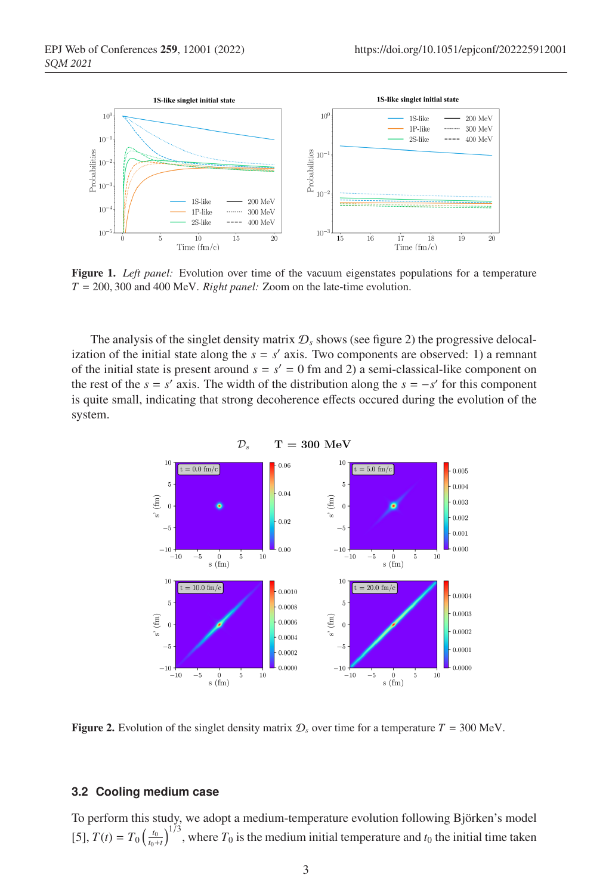**Figure 1.** *Left panel:* Evolution over time of the vacuum eigenstates populations for a temperature $T = 200, 300$ and $400$ MeV. *Right panel:* Zoom on the late-time evolution.

The analysis of the singlet density matrix $\mathcal{D}_s$ shows (see figure 2) the progressive delocalization of the initial state along the $s = s'$ axis. Two components are observed: 1) a remnant of the initial state is present around $s = s' = 0$ fm and 2) a semi-classical-like component on the rest of the $s = s'$ axis. The width of the distribution along the $s = -s'$ for this component is quite small, indicating that strong decoherence effects occured during the evolution of the system.

**Figure 2.** Evolution of the singlet density matrix $\mathcal{D}_s$ over time for a temperature $T = 300$ MeV.

### 3.2 Cooling medium case

To perform this study, we adopt a medium-temperature evolution following Björken's model [5], $T(t) = T_0 \left(\frac{t_0}{t_0+t}\right)^{1/3}$, where $T_0$ is the medium initial temperature and $t_0$ the initial time taken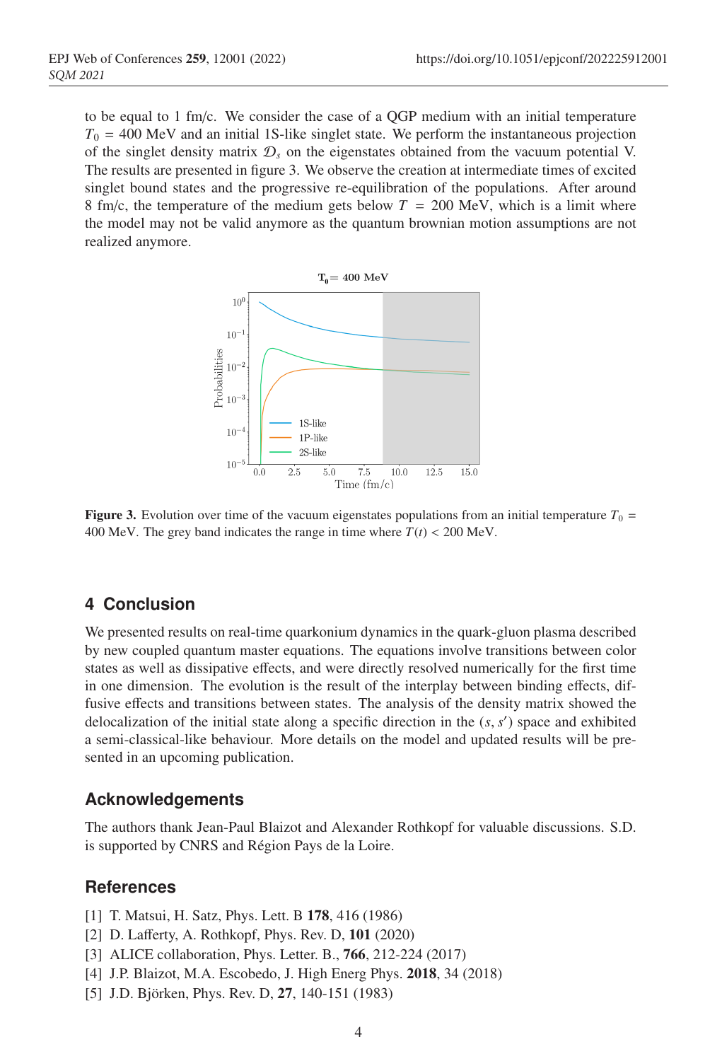to be equal to 1 fm/c. We consider the case of a QGP medium with an initial temperature $T_0 = 400$ MeV and an initial 1S-like singlet state. We perform the instantaneous projection of the singlet density matrix $\mathcal{D}_s$ on the eigenstates obtained from the vacuum potential V. The results are presented in figure 3. We observe the creation at intermediate times of excited singlet bound states and the progressive re-equilibration of the populations. After around 8 fm/c, the temperature of the medium gets below $T = 200$ MeV, which is a limit where the model may not be valid anymore as the quantum brownian motion assumptions are not realized anymore.

$\mathbf{T_0}$= 400 MeV

Probabilities

$10^0$
$10^{-1}$
$10^{-2}$
$10^{-3}$
$10^{-4}$
$10^{-5}$

0.0 2.5 5.0 7.5 10.0 12.5 15.0

Time (fm/c)

1S-like
1P-like
2S-like

**Figure 3.** Evolution over time of the vacuum eigenstates populations from an initial temperature $T_0 = 400$ MeV. The grey band indicates the range in time where $T(t) < 200$ MeV.

## 4 Conclusion

We presented results on real-time quarkonium dynamics in the quark-gluon plasma described by new coupled quantum master equations. The equations involve transitions between color states as well as dissipative effects, and were directly resolved numerically for the first time in one dimension. The evolution is the result of the interplay between binding effects, diffusive effects and transitions between states. The analysis of the density matrix showed the delocalization of the initial state along a specific direction in the $(s, s')$ space and exhibited a semi-classical-like behaviour. More details on the model and updated results will be presented in an upcoming publication.

## Acknowledgements

The authors thank Jean-Paul Blaizot and Alexander Rothkopf for valuable discussions. S.D. is supported by CNRS and Région Pays de la Loire.

## References

[1] T. Matsui, H. Satz, Phys. Lett. B **178**, 416 (1986)
[2] D. Lafferty, A. Rothkopf, Phys. Rev. D, **101** (2020)
[3] ALICE collaboration, Phys. Letter. B., **766**, 212-224 (2017)
[4] J.P. Blaizot, M.A. Escobedo, J. High Energ Phys. **2018**, 34 (2018)
[5] J.D. Björken, Phys. Rev. D, **27**, 140-151 (1983)